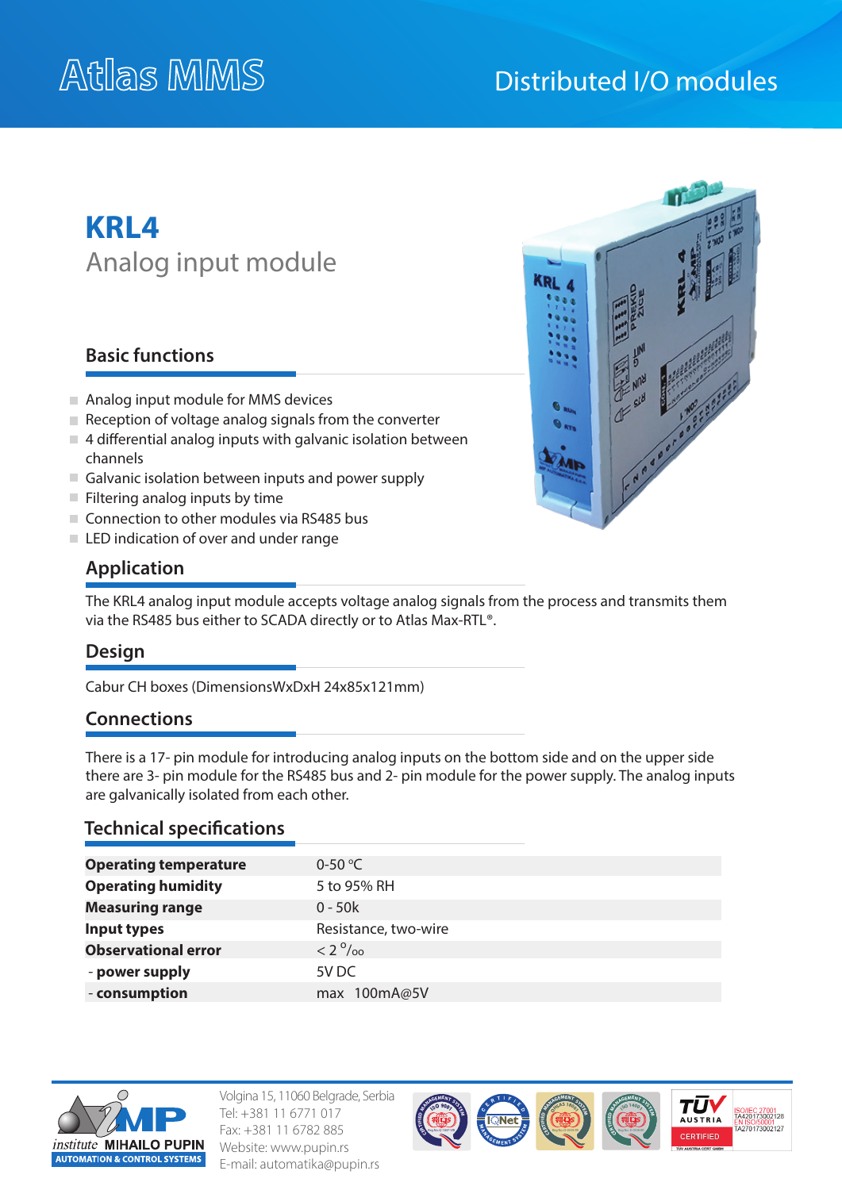# Atlas MMS

Distributed I/O modules

## KRL4

Analog input module

### Basic functions

- Analog input module for MMS devices
- Reception of voltage analog signals from the converter
- 4 differential analog inputs with galvanic isolation between channels
- Galvanic isolation between inputs and power supply
- Filtering analog inputs by time
- Connection to other modules via RS485 bus
- LED indication of over and under range

### Application

The KRL4 analog input module accepts voltage analog signals from the process and transmits them via the RS485 bus either to SCADA directly or to Atlas Max-RTL®.

### Design

Cabur CH boxes (DimensionsWxDxH 24x85x121mm)

### Connections

There is a 17- pin module for introducing analog inputs on the bottom side and on the upper side there are 3- pin module for the RS485 bus and 2- pin module for the power supply. The analog inputs are galvanically isolated from each other.

### Technical specifications

| | |
|---|---|
| **Operating temperature** | 0-50 °C |
| **Operating humidity** | 5 to 95% RH |
| **Measuring range** | 0 - 50k |
| **Input types** | Resistance, two-wire |
| **Observational error** | < 2 ‰ |
| - **power supply** | 5V DC |
| - **consumption** | max 100mA@5V |

institute MIHAILO PUPIN
AUTOMATION & CONTROL SYSTEMS

Volgina 15, 11060 Belgrade, Serbia
Tel: +381 11 6771 017
Fax: +381 11 6782 885
Website: www.pupin.rs
E-mail: automatika@pupin.rs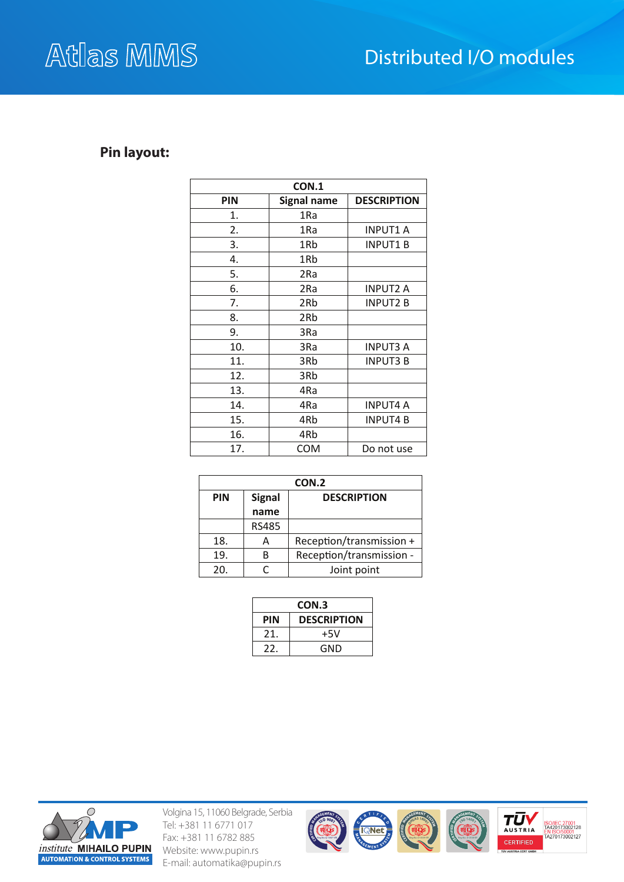## Pin layout:

| CON.1 | | |
|---|---|---|
| **PIN** | **Signal name** | **DESCRIPTION** |
| 1. | 1Ra | |
| 2. | 1Ra | INPUT1 A |
| 3. | 1Rb | INPUT1 B |
| 4. | 1Rb | |
| 5. | 2Ra | |
| 6. | 2Ra | INPUT2 A |
| 7. | 2Rb | INPUT2 B |
| 8. | 2Rb | |
| 9. | 3Ra | |
| 10. | 3Ra | INPUT3 A |
| 11. | 3Rb | INPUT3 B |
| 12. | 3Rb | |
| 13. | 4Ra | |
| 14. | 4Ra | INPUT4 A |
| 15. | 4Rb | INPUT4 B |
| 16. | 4Rb | |
| 17. | COM | Do not use |

| CON.2 | | |
|---|---|---|
| **PIN** | **Signal name** | **DESCRIPTION** |
| | RS485 | |
| 18. | A | Reception/transmission + |
| 19. | B | Reception/transmission - |
| 20. | C | Joint point |

| CON.3 | |
|---|---|
| **PIN** | **DESCRIPTION** |
| 21. | +5V |
| 22. | GND |